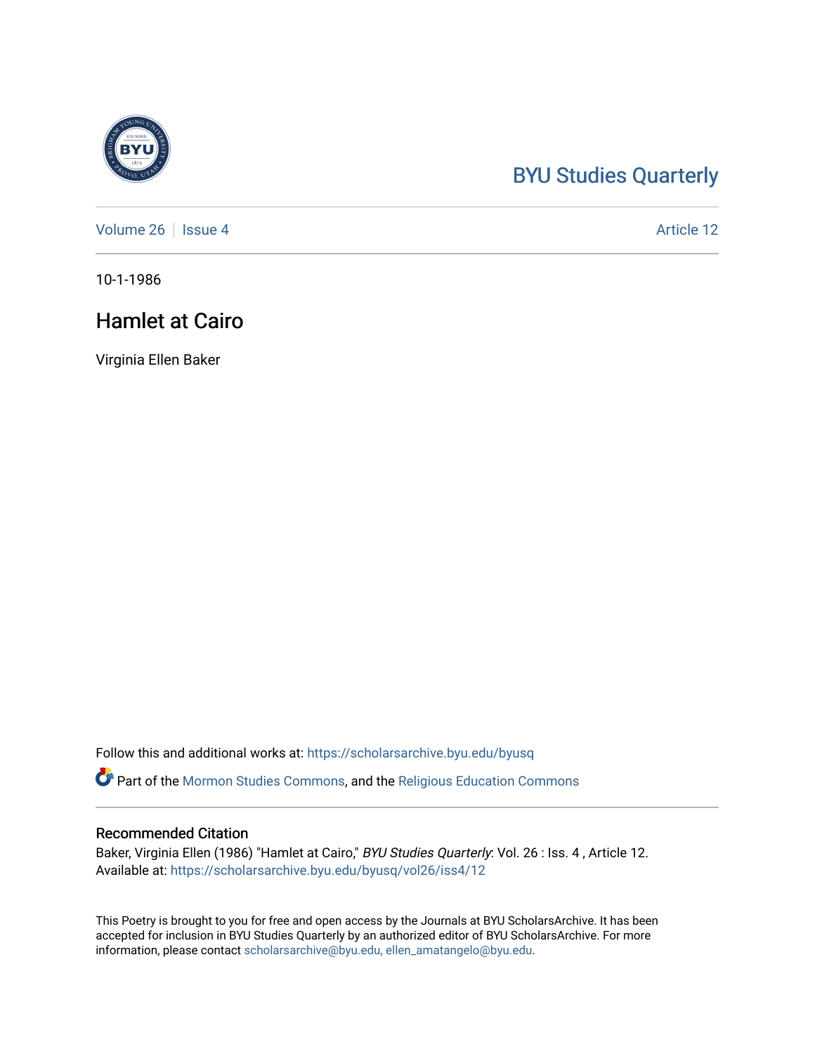BYU Studies Quarterly

Volume 26 | Issue 4 | Article 12

10-1-1986

# Hamlet at Cairo

Virginia Ellen Baker

Follow this and additional works at: https://scholarsarchive.byu.edu/byusq

Part of the Mormon Studies Commons, and the Religious Education Commons

## Recommended Citation

Baker, Virginia Ellen (1986) "Hamlet at Cairo," *BYU Studies Quarterly*: Vol. 26 : Iss. 4 , Article 12.
Available at: https://scholarsarchive.byu.edu/byusq/vol26/iss4/12

This Poetry is brought to you for free and open access by the Journals at BYU ScholarsArchive. It has been accepted for inclusion in BYU Studies Quarterly by an authorized editor of BYU ScholarsArchive. For more information, please contact scholarsarchive@byu.edu, ellen_amatangelo@byu.edu.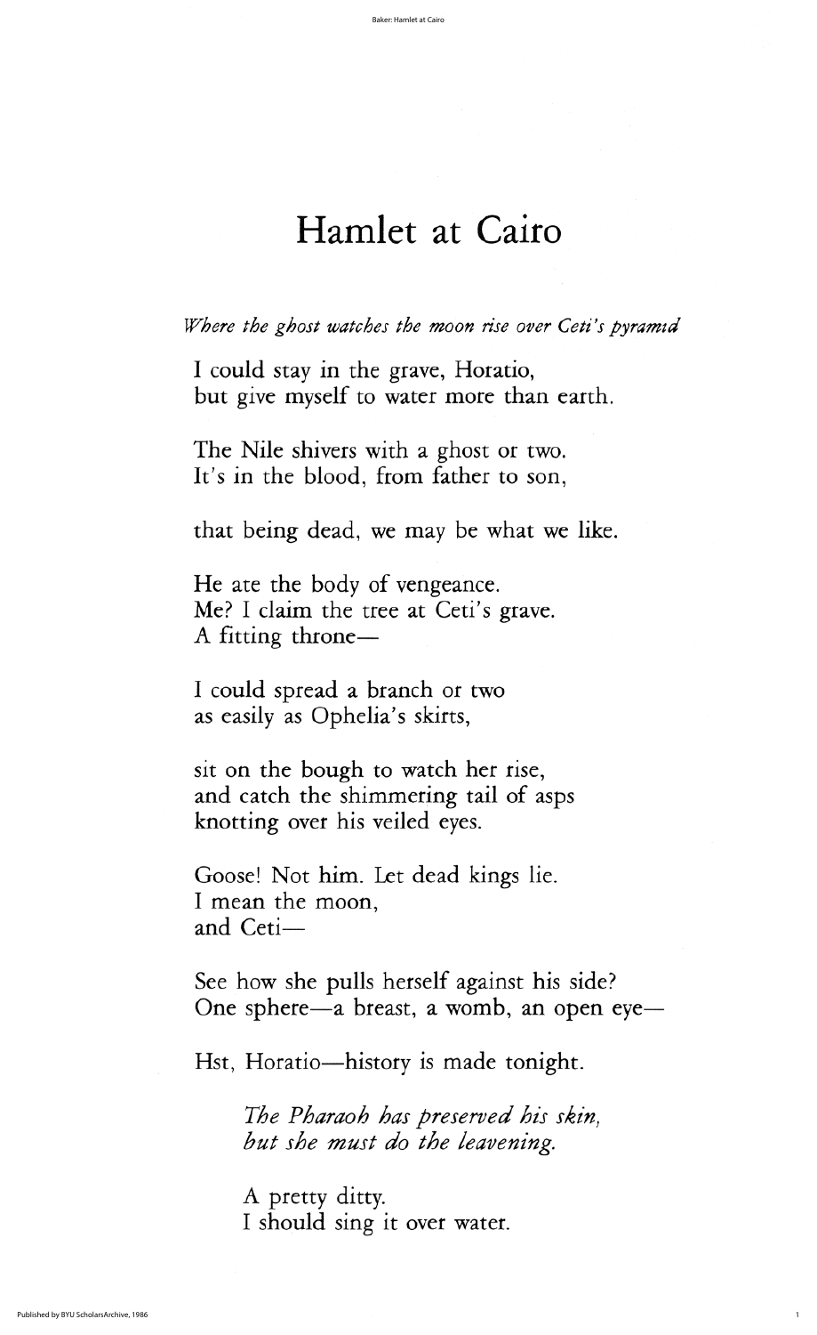# Hamlet at Cairo

*Where the ghost watches the moon rise over Ceti's pyramid*

I could stay in the grave, Horatio,
but give myself to water more than earth.

The Nile shivers with a ghost or two.
It's in the blood, from father to son,

that being dead, we may be what we like.

He ate the body of vengeance.
Me? I claim the tree at Ceti's grave.
A fitting throne—

I could spread a branch or two
as easily as Ophelia's skirts,

sit on the bough to watch her rise,
and catch the shimmering tail of asps
knotting over his veiled eyes.

Goose! Not him. Let dead kings lie.
I mean the moon,
and Ceti—

See how she pulls herself against his side?
One sphere—a breast, a womb, an open eye—

Hst, Horatio—history is made tonight.

> *The Pharaoh has preserved his skin,*
> *but she must do the leavening.*
>
> A pretty ditty.
> I should sing it over water.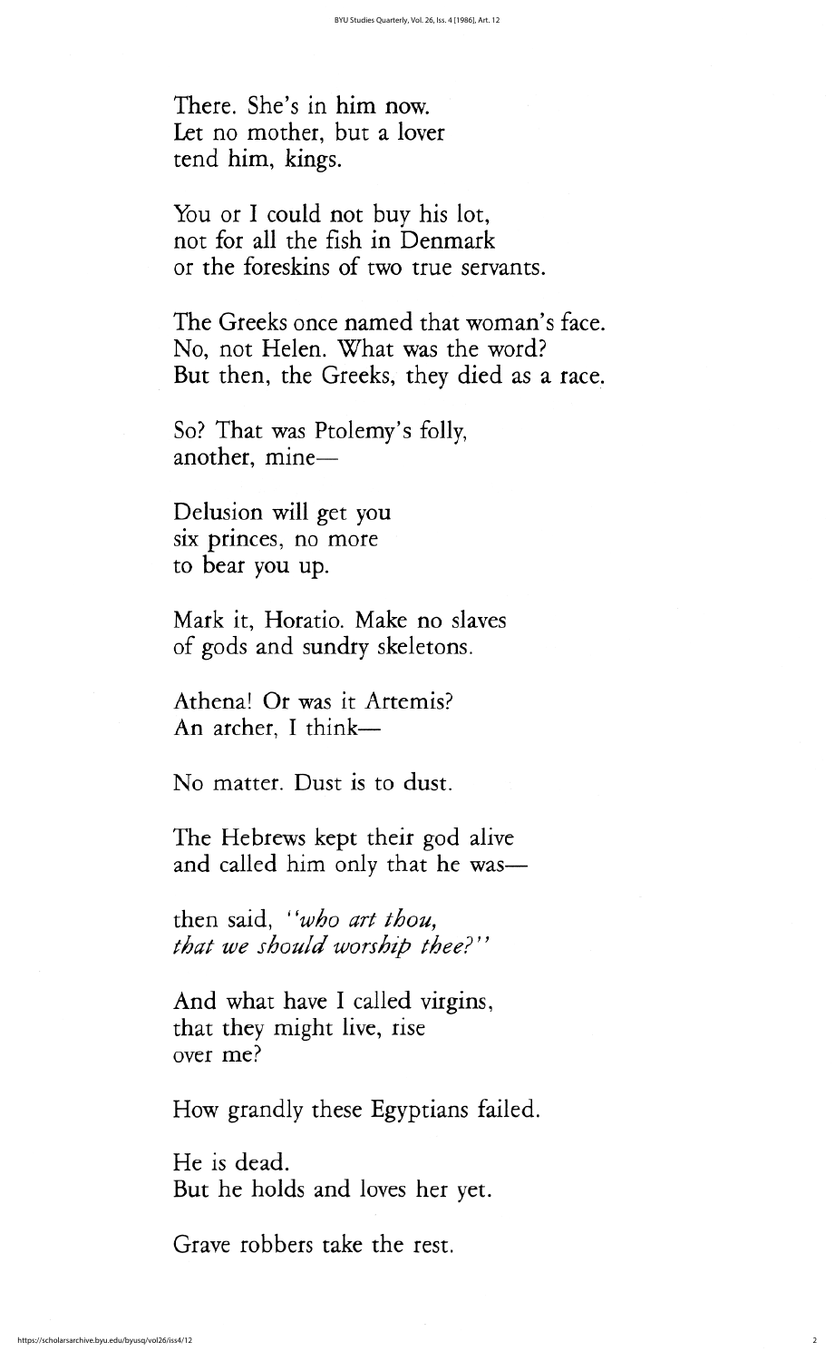There. She's in him now.
Let no mother, but a lover
tend him, kings.

You or I could not buy his lot,
not for all the fish in Denmark
or the foreskins of two true servants.

The Greeks once named that woman's face.
No, not Helen. What was the word?
But then, the Greeks, they died as a race.

So? That was Ptolemy's folly,
another, mine—

Delusion will get you
six princes, no more
to bear you up.

Mark it, Horatio. Make no slaves
of gods and sundry skeletons.

Athena! Or was it Artemis?
An archer, I think—

No matter. Dust is to dust.

The Hebrews kept their god alive
and called him only that he was—

then said, *"who art thou,
that we should worship thee?"*

And what have I called virgins,
that they might live, rise
over me?

How grandly these Egyptians failed.

He is dead.
But he holds and loves her yet.

Grave robbers take the rest.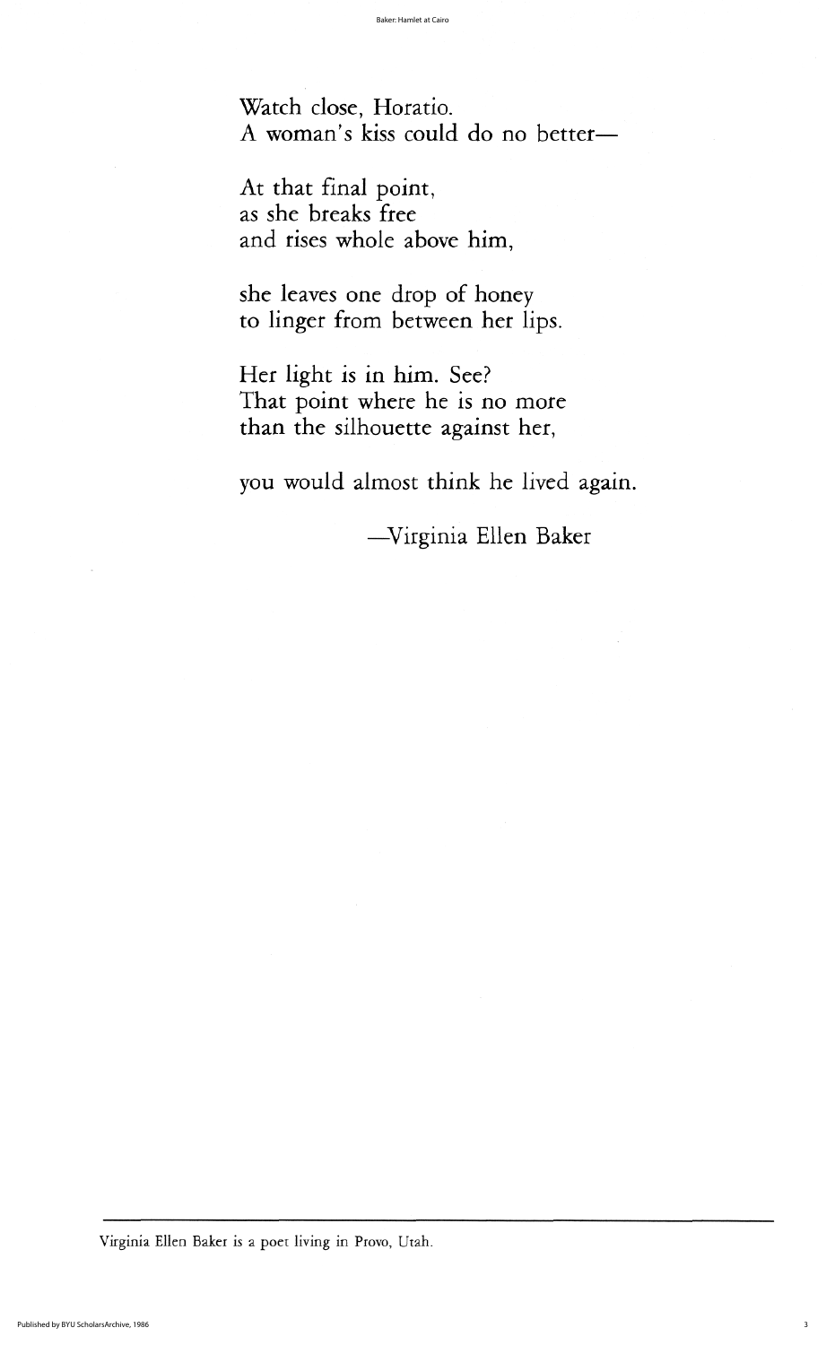Watch close, Horatio.  
A woman's kiss could do no better—

At that final point,  
as she breaks free  
and rises whole above him,

she leaves one drop of honey  
to linger from between her lips.

Her light is in him. See?  
That point where he is no more  
than the silhouette against her,

you would almost think he lived again.

—Virginia Ellen Baker

---

Virginia Ellen Baker is a poet living in Provo, Utah.